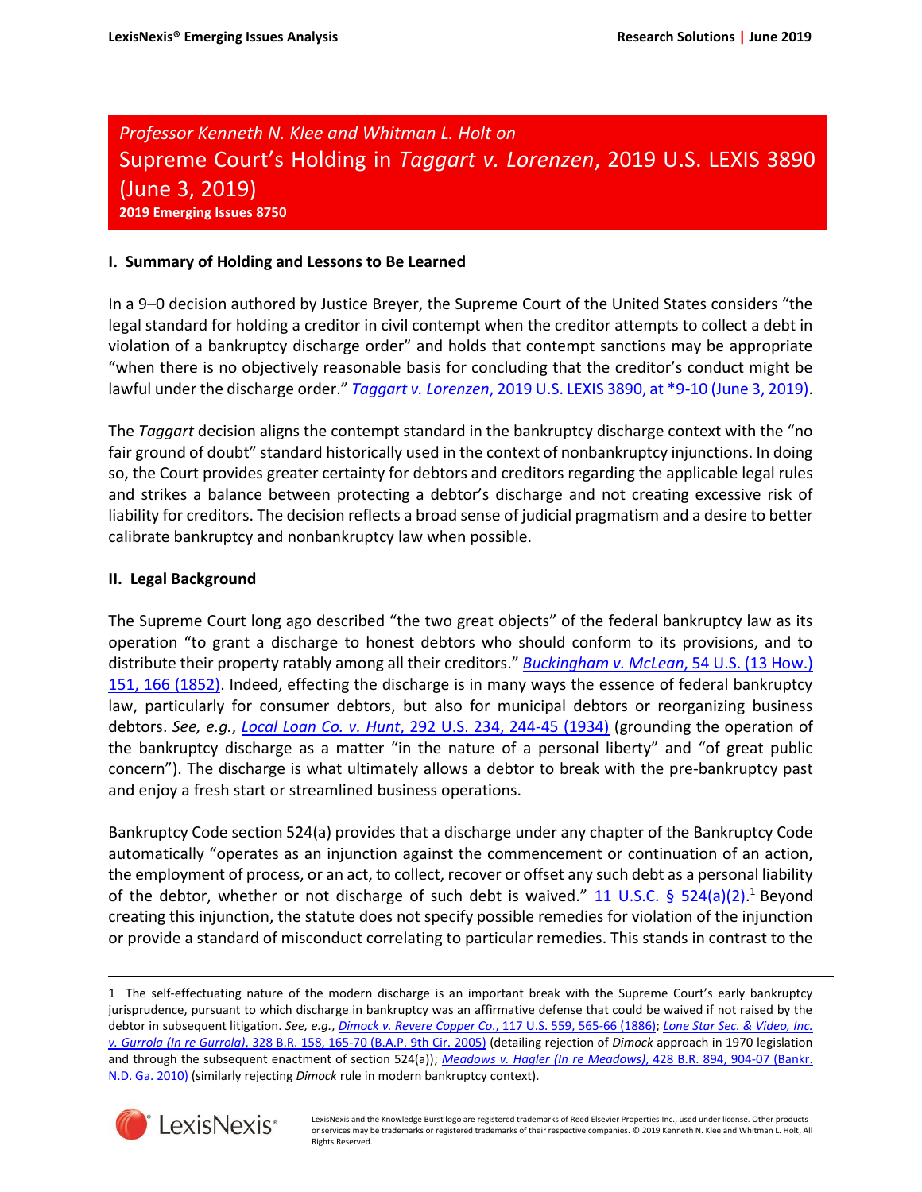*Professor Kenneth N. Klee and Whitman L. Holt on*

# Supreme Court's Holding in *Taggart v. Lorenzen*, 2019 U.S. LEXIS 3890 (June 3, 2019)

**2019 Emerging Issues 8750**

### I. Summary of Holding and Lessons to Be Learned

In a 9–0 decision authored by Justice Breyer, the Supreme Court of the United States considers "the legal standard for holding a creditor in civil contempt when the creditor attempts to collect a debt in violation of a bankruptcy discharge order" and holds that contempt sanctions may be appropriate "when there is no objectively reasonable basis for concluding that the creditor's conduct might be lawful under the discharge order." *Taggart v. Lorenzen*, 2019 U.S. LEXIS 3890, at *9-10 (June 3, 2019).

The *Taggart* decision aligns the contempt standard in the bankruptcy discharge context with the "no fair ground of doubt" standard historically used in the context of nonbankruptcy injunctions. In doing so, the Court provides greater certainty for debtors and creditors regarding the applicable legal rules and strikes a balance between protecting a debtor's discharge and not creating excessive risk of liability for creditors. The decision reflects a broad sense of judicial pragmatism and a desire to better calibrate bankruptcy and nonbankruptcy law when possible.

### II. Legal Background

The Supreme Court long ago described "the two great objects" of the federal bankruptcy law as its operation "to grant a discharge to honest debtors who should conform to its provisions, and to distribute their property ratably among all their creditors." *Buckingham v. McLean*, 54 U.S. (13 How.) 151, 166 (1852). Indeed, effecting the discharge is in many ways the essence of federal bankruptcy law, particularly for consumer debtors, but also for municipal debtors or reorganizing business debtors. *See, e.g.*, *Local Loan Co. v. Hunt*, 292 U.S. 234, 244-45 (1934) (grounding the operation of the bankruptcy discharge as a matter "in the nature of a personal liberty" and "of great public concern"). The discharge is what ultimately allows a debtor to break with the pre-bankruptcy past and enjoy a fresh start or streamlined business operations.

Bankruptcy Code section 524(a) provides that a discharge under any chapter of the Bankruptcy Code automatically "operates as an injunction against the commencement or continuation of an action, the employment of process, or an act, to collect, recover or offset any such debt as a personal liability of the debtor, whether or not discharge of such debt is waived." 11 U.S.C. § 524(a)(2).[1] Beyond creating this injunction, the statute does not specify possible remedies for violation of the injunction or provide a standard of misconduct correlating to particular remedies. This stands in contrast to the

---

1 The self-effectuating nature of the modern discharge is an important break with the Supreme Court's early bankruptcy jurisprudence, pursuant to which discharge in bankruptcy was an affirmative defense that could be waived if not raised by the debtor in subsequent litigation. *See, e.g.*, *Dimock v. Revere Copper Co.*, 117 U.S. 559, 565-66 (1886); *Lone Star Sec. & Video, Inc. v. Gurrola (In re Gurrola)*, 328 B.R. 158, 165-70 (B.A.P. 9th Cir. 2005) (detailing rejection of *Dimock* approach in 1970 legislation and through the subsequent enactment of section 524(a)); *Meadows v. Hagler (In re Meadows)*, 428 B.R. 894, 904-07 (Bankr. N.D. Ga. 2010) (similarly rejecting *Dimock* rule in modern bankruptcy context).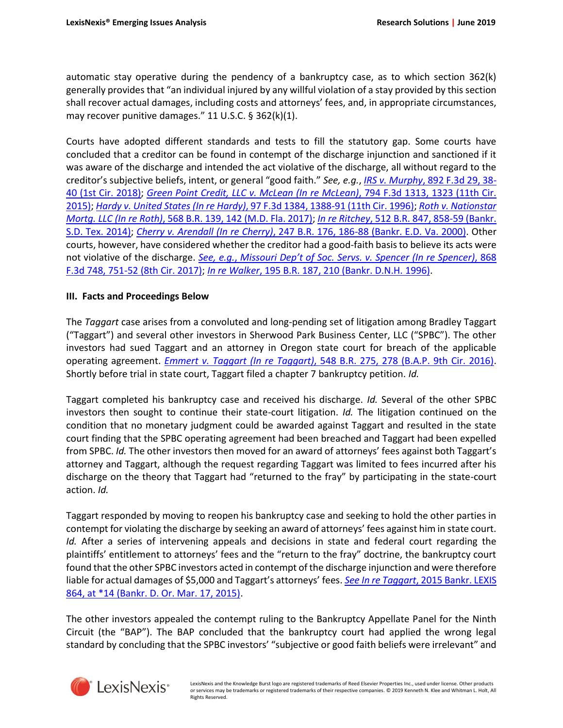automatic stay operative during the pendency of a bankruptcy case, as to which section 362(k) generally provides that "an individual injured by any willful violation of a stay provided by this section shall recover actual damages, including costs and attorneys' fees, and, in appropriate circumstances, may recover punitive damages." 11 U.S.C. § 362(k)(1).

Courts have adopted different standards and tests to fill the statutory gap. Some courts have concluded that a creditor can be found in contempt of the discharge injunction and sanctioned if it was aware of the discharge and intended the act violative of the discharge, all without regard to the creditor's subjective beliefs, intent, or general "good faith." *See, e.g.*, *IRS v. Murphy*, 892 F.3d 29, 38-40 (1st Cir. 2018); *Green Point Credit, LLC v. McLean (In re McLean)*, 794 F.3d 1313, 1323 (11th Cir. 2015); *Hardy v. United States (In re Hardy)*, 97 F.3d 1384, 1388-91 (11th Cir. 1996); *Roth v. Nationstar Mortg. LLC (In re Roth)*, 568 B.R. 139, 142 (M.D. Fla. 2017); *In re Ritchey*, 512 B.R. 847, 858-59 (Bankr. S.D. Tex. 2014); *Cherry v. Arendall (In re Cherry)*, 247 B.R. 176, 186-88 (Bankr. E.D. Va. 2000). Other courts, however, have considered whether the creditor had a good-faith basis to believe its acts were not violative of the discharge. *See, e.g.*, *Missouri Dep't of Soc. Servs. v. Spencer (In re Spencer)*, 868 F.3d 748, 751-52 (8th Cir. 2017); *In re Walker*, 195 B.R. 187, 210 (Bankr. D.N.H. 1996).

### III. Facts and Proceedings Below

The *Taggart* case arises from a convoluted and long-pending set of litigation among Bradley Taggart ("Taggart") and several other investors in Sherwood Park Business Center, LLC ("SPBC"). The other investors had sued Taggart and an attorney in Oregon state court for breach of the applicable operating agreement. *Emmert v. Taggart (In re Taggart)*, 548 B.R. 275, 278 (B.A.P. 9th Cir. 2016). Shortly before trial in state court, Taggart filed a chapter 7 bankruptcy petition. *Id.*

Taggart completed his bankruptcy case and received his discharge. *Id.* Several of the other SPBC investors then sought to continue their state-court litigation. *Id.* The litigation continued on the condition that no monetary judgment could be awarded against Taggart and resulted in the state court finding that the SPBC operating agreement had been breached and Taggart had been expelled from SPBC. *Id.* The other investors then moved for an award of attorneys' fees against both Taggart's attorney and Taggart, although the request regarding Taggart was limited to fees incurred after his discharge on the theory that Taggart had "returned to the fray" by participating in the state-court action. *Id.*

Taggart responded by moving to reopen his bankruptcy case and seeking to hold the other parties in contempt for violating the discharge by seeking an award of attorneys' fees against him in state court. *Id.* After a series of intervening appeals and decisions in state and federal court regarding the plaintiffs' entitlement to attorneys' fees and the "return to the fray" doctrine, the bankruptcy court found that the other SPBC investors acted in contempt of the discharge injunction and were therefore liable for actual damages of $5,000 and Taggart's attorneys' fees. *See In re Taggart*, 2015 Bankr. LEXIS 864, at *14 (Bankr. D. Or. Mar. 17, 2015).

The other investors appealed the contempt ruling to the Bankruptcy Appellate Panel for the Ninth Circuit (the "BAP"). The BAP concluded that the bankruptcy court had applied the wrong legal standard by concluding that the SPBC investors' "subjective or good faith beliefs were irrelevant" and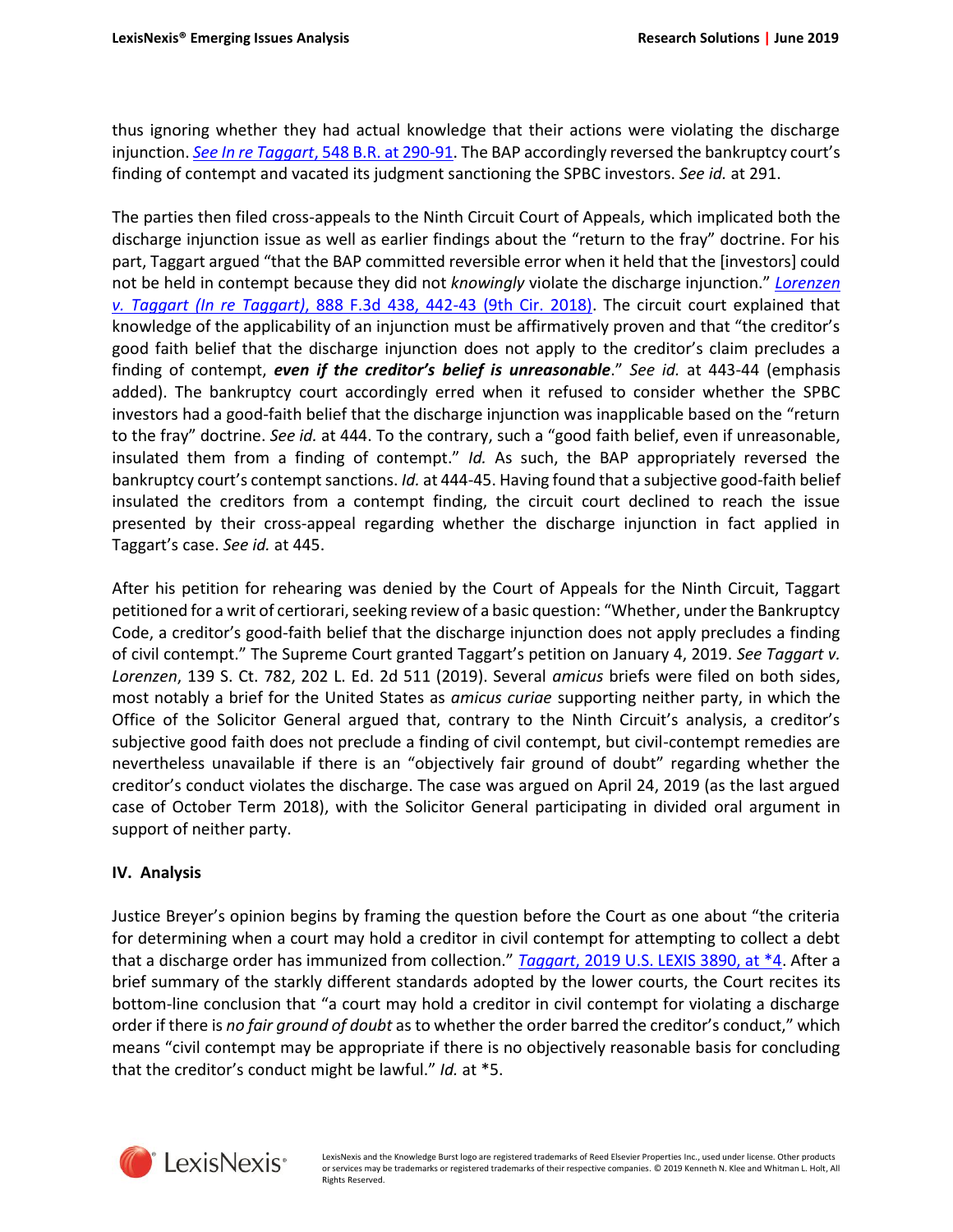thus ignoring whether they had actual knowledge that their actions were violating the discharge injunction. *See In re Taggart*, 548 B.R. at 290-91. The BAP accordingly reversed the bankruptcy court's finding of contempt and vacated its judgment sanctioning the SPBC investors. *See id.* at 291.

The parties then filed cross-appeals to the Ninth Circuit Court of Appeals, which implicated both the discharge injunction issue as well as earlier findings about the "return to the fray" doctrine. For his part, Taggart argued "that the BAP committed reversible error when it held that the [investors] could not be held in contempt because they did not *knowingly* violate the discharge injunction." *Lorenzen v. Taggart (In re Taggart)*, 888 F.3d 438, 442-43 (9th Cir. 2018). The circuit court explained that knowledge of the applicability of an injunction must be affirmatively proven and that "the creditor's good faith belief that the discharge injunction does not apply to the creditor's claim precludes a finding of contempt, ***even if the creditor's belief is unreasonable***." *See id.* at 443-44 (emphasis added). The bankruptcy court accordingly erred when it refused to consider whether the SPBC investors had a good-faith belief that the discharge injunction was inapplicable based on the "return to the fray" doctrine. *See id.* at 444. To the contrary, such a "good faith belief, even if unreasonable, insulated them from a finding of contempt." *Id.* As such, the BAP appropriately reversed the bankruptcy court's contempt sanctions. *Id.* at 444-45. Having found that a subjective good-faith belief insulated the creditors from a contempt finding, the circuit court declined to reach the issue presented by their cross-appeal regarding whether the discharge injunction in fact applied in Taggart's case. *See id.* at 445.

After his petition for rehearing was denied by the Court of Appeals for the Ninth Circuit, Taggart petitioned for a writ of certiorari, seeking review of a basic question: "Whether, under the Bankruptcy Code, a creditor's good-faith belief that the discharge injunction does not apply precludes a finding of civil contempt." The Supreme Court granted Taggart's petition on January 4, 2019. *See Taggart v. Lorenzen*, 139 S. Ct. 782, 202 L. Ed. 2d 511 (2019). Several *amicus* briefs were filed on both sides, most notably a brief for the United States as *amicus curiae* supporting neither party, in which the Office of the Solicitor General argued that, contrary to the Ninth Circuit's analysis, a creditor's subjective good faith does not preclude a finding of civil contempt, but civil-contempt remedies are nevertheless unavailable if there is an "objectively fair ground of doubt" regarding whether the creditor's conduct violates the discharge. The case was argued on April 24, 2019 (as the last argued case of October Term 2018), with the Solicitor General participating in divided oral argument in support of neither party.

## IV. Analysis

Justice Breyer's opinion begins by framing the question before the Court as one about "the criteria for determining when a court may hold a creditor in civil contempt for attempting to collect a debt that a discharge order has immunized from collection." *Taggart*, 2019 U.S. LEXIS 3890, at *4. After a brief summary of the starkly different standards adopted by the lower courts, the Court recites its bottom-line conclusion that "a court may hold a creditor in civil contempt for violating a discharge order if there is *no fair ground of doubt* as to whether the order barred the creditor's conduct," which means "civil contempt may be appropriate if there is no objectively reasonable basis for concluding that the creditor's conduct might be lawful." *Id.* at *5.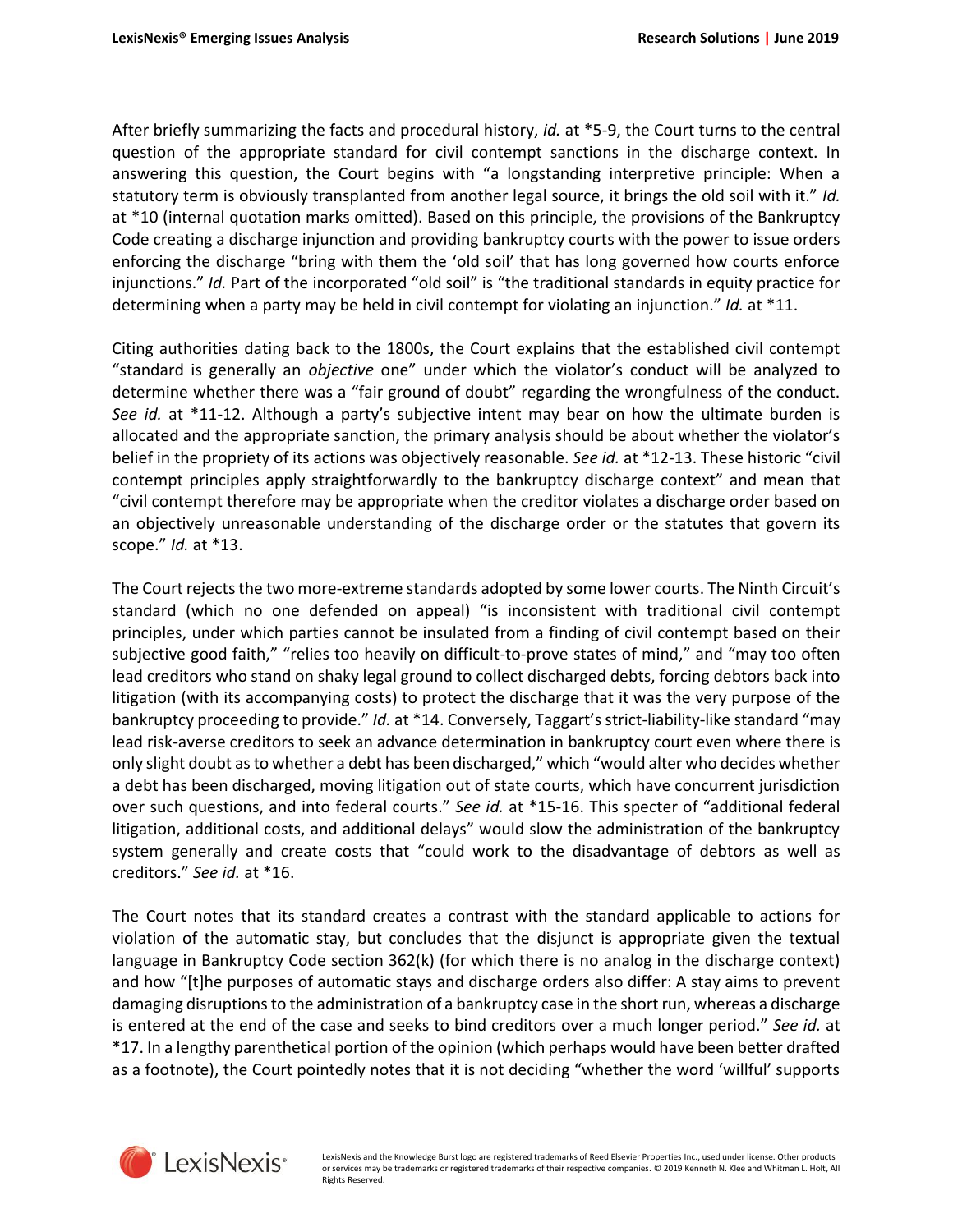After briefly summarizing the facts and procedural history, *id.* at *5-9, the Court turns to the central question of the appropriate standard for civil contempt sanctions in the discharge context. In answering this question, the Court begins with "a longstanding interpretive principle: When a statutory term is obviously transplanted from another legal source, it brings the old soil with it." *Id.* at *10 (internal quotation marks omitted). Based on this principle, the provisions of the Bankruptcy Code creating a discharge injunction and providing bankruptcy courts with the power to issue orders enforcing the discharge "bring with them the 'old soil' that has long governed how courts enforce injunctions." *Id.* Part of the incorporated "old soil" is "the traditional standards in equity practice for determining when a party may be held in civil contempt for violating an injunction." *Id.* at *11.

Citing authorities dating back to the 1800s, the Court explains that the established civil contempt "standard is generally an *objective* one" under which the violator's conduct will be analyzed to determine whether there was a "fair ground of doubt" regarding the wrongfulness of the conduct. *See id.* at *11-12. Although a party's subjective intent may bear on how the ultimate burden is allocated and the appropriate sanction, the primary analysis should be about whether the violator's belief in the propriety of its actions was objectively reasonable. *See id.* at *12-13. These historic "civil contempt principles apply straightforwardly to the bankruptcy discharge context" and mean that "civil contempt therefore may be appropriate when the creditor violates a discharge order based on an objectively unreasonable understanding of the discharge order or the statutes that govern its scope." *Id.* at *13.

The Court rejects the two more-extreme standards adopted by some lower courts. The Ninth Circuit's standard (which no one defended on appeal) "is inconsistent with traditional civil contempt principles, under which parties cannot be insulated from a finding of civil contempt based on their subjective good faith," "relies too heavily on difficult-to-prove states of mind," and "may too often lead creditors who stand on shaky legal ground to collect discharged debts, forcing debtors back into litigation (with its accompanying costs) to protect the discharge that it was the very purpose of the bankruptcy proceeding to provide." *Id.* at *14. Conversely, Taggart's strict-liability-like standard "may lead risk-averse creditors to seek an advance determination in bankruptcy court even where there is only slight doubt as to whether a debt has been discharged," which "would alter who decides whether a debt has been discharged, moving litigation out of state courts, which have concurrent jurisdiction over such questions, and into federal courts." *See id.* at *15-16. This specter of "additional federal litigation, additional costs, and additional delays" would slow the administration of the bankruptcy system generally and create costs that "could work to the disadvantage of debtors as well as creditors." *See id.* at *16.

The Court notes that its standard creates a contrast with the standard applicable to actions for violation of the automatic stay, but concludes that the disjunct is appropriate given the textual language in Bankruptcy Code section 362(k) (for which there is no analog in the discharge context) and how "[t]he purposes of automatic stays and discharge orders also differ: A stay aims to prevent damaging disruptions to the administration of a bankruptcy case in the short run, whereas a discharge is entered at the end of the case and seeks to bind creditors over a much longer period." *See id.* at *17. In a lengthy parenthetical portion of the opinion (which perhaps would have been better drafted as a footnote), the Court pointedly notes that it is not deciding "whether the word 'willful' supports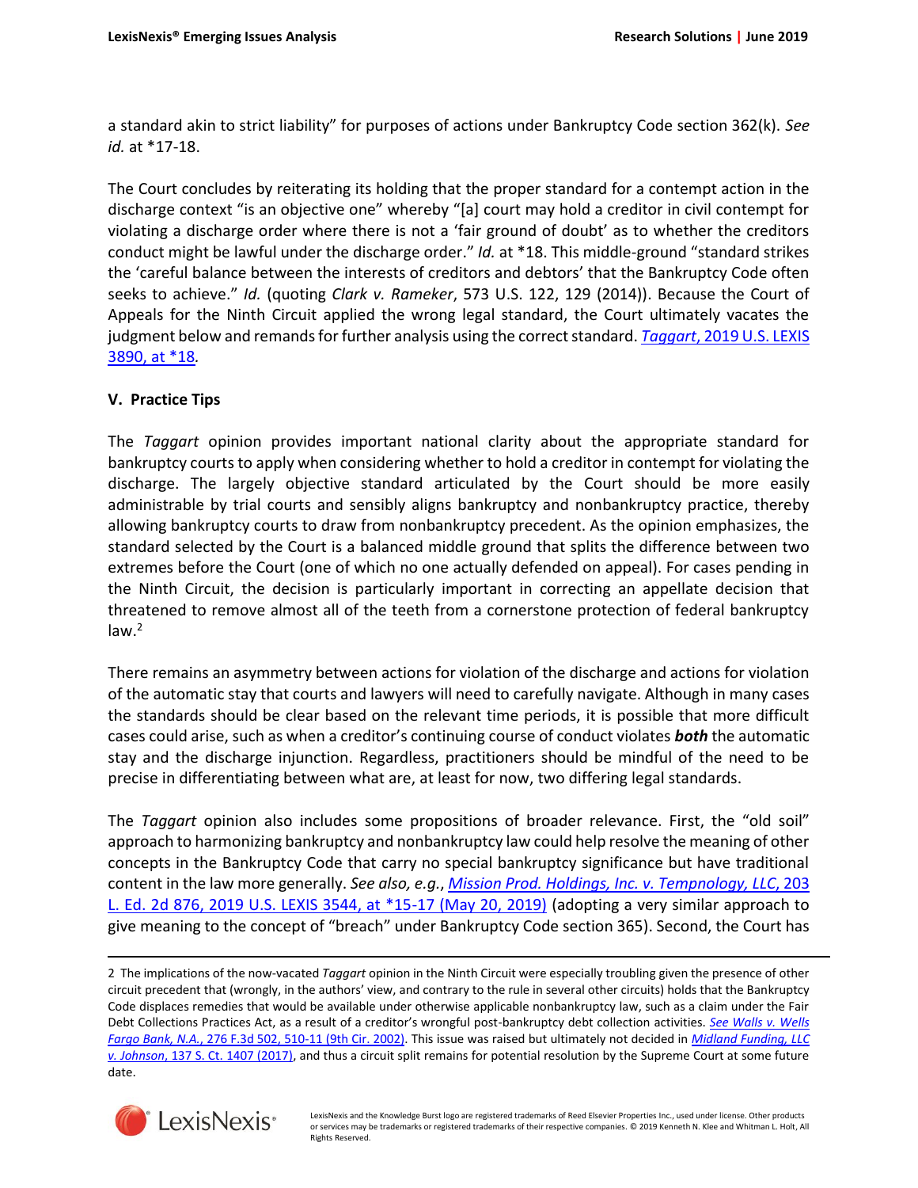a standard akin to strict liability" for purposes of actions under Bankruptcy Code section 362(k). *See id.* at *17-18.

The Court concludes by reiterating its holding that the proper standard for a contempt action in the discharge context "is an objective one" whereby "[a] court may hold a creditor in civil contempt for violating a discharge order where there is not a 'fair ground of doubt' as to whether the creditors conduct might be lawful under the discharge order." *Id.* at *18. This middle-ground "standard strikes the 'careful balance between the interests of creditors and debtors' that the Bankruptcy Code often seeks to achieve." *Id.* (quoting *Clark v. Rameker*, 573 U.S. 122, 129 (2014)). Because the Court of Appeals for the Ninth Circuit applied the wrong legal standard, the Court ultimately vacates the judgment below and remands for further analysis using the correct standard. *Taggart*, 2019 U.S. LEXIS 3890, at *18.

### V. Practice Tips

The *Taggart* opinion provides important national clarity about the appropriate standard for bankruptcy courts to apply when considering whether to hold a creditor in contempt for violating the discharge. The largely objective standard articulated by the Court should be more easily administrable by trial courts and sensibly aligns bankruptcy and nonbankruptcy practice, thereby allowing bankruptcy courts to draw from nonbankruptcy precedent. As the opinion emphasizes, the standard selected by the Court is a balanced middle ground that splits the difference between two extremes before the Court (one of which no one actually defended on appeal). For cases pending in the Ninth Circuit, the decision is particularly important in correcting an appellate decision that threatened to remove almost all of the teeth from a cornerstone protection of federal bankruptcy law.[2]

There remains an asymmetry between actions for violation of the discharge and actions for violation of the automatic stay that courts and lawyers will need to carefully navigate. Although in many cases the standards should be clear based on the relevant time periods, it is possible that more difficult cases could arise, such as when a creditor's continuing course of conduct violates ***both*** the automatic stay and the discharge injunction. Regardless, practitioners should be mindful of the need to be precise in differentiating between what are, at least for now, two differing legal standards.

The *Taggart* opinion also includes some propositions of broader relevance. First, the "old soil" approach to harmonizing bankruptcy and nonbankruptcy law could help resolve the meaning of other concepts in the Bankruptcy Code that carry no special bankruptcy significance but have traditional content in the law more generally. *See also, e.g.*, *Mission Prod. Holdings, Inc. v. Tempnology, LLC*, 203 L. Ed. 2d 876, 2019 U.S. LEXIS 3544, at *15-17 (May 20, 2019) (adopting a very similar approach to give meaning to the concept of "breach" under Bankruptcy Code section 365). Second, the Court has

---

2 The implications of the now-vacated *Taggart* opinion in the Ninth Circuit were especially troubling given the presence of other circuit precedent that (wrongly, in the authors' view, and contrary to the rule in several other circuits) holds that the Bankruptcy Code displaces remedies that would be available under otherwise applicable nonbankruptcy law, such as a claim under the Fair Debt Collections Practices Act, as a result of a creditor's wrongful post-bankruptcy debt collection activities. *See Walls v. Wells Fargo Bank, N.A.*, 276 F.3d 502, 510-11 (9th Cir. 2002). This issue was raised but ultimately not decided in *Midland Funding, LLC v. Johnson*, 137 S. Ct. 1407 (2017), and thus a circuit split remains for potential resolution by the Supreme Court at some future date.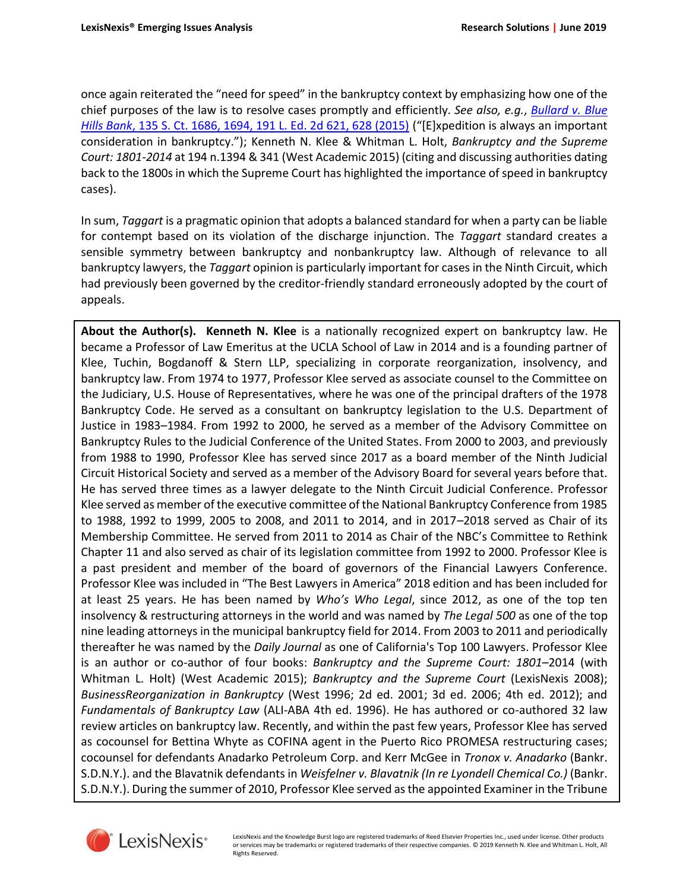once again reiterated the "need for speed" in the bankruptcy context by emphasizing how one of the chief purposes of the law is to resolve cases promptly and efficiently. *See also, e.g.*, *Bullard v. Blue Hills Bank*, 135 S. Ct. 1686, 1694, 191 L. Ed. 2d 621, 628 (2015) ("[E]xpedition is always an important consideration in bankruptcy."); Kenneth N. Klee & Whitman L. Holt, *Bankruptcy and the Supreme Court: 1801-2014* at 194 n.1394 & 341 (West Academic 2015) (citing and discussing authorities dating back to the 1800s in which the Supreme Court has highlighted the importance of speed in bankruptcy cases).

In sum, *Taggart* is a pragmatic opinion that adopts a balanced standard for when a party can be liable for contempt based on its violation of the discharge injunction. The *Taggart* standard creates a sensible symmetry between bankruptcy and nonbankruptcy law. Although of relevance to all bankruptcy lawyers, the *Taggart* opinion is particularly important for cases in the Ninth Circuit, which had previously been governed by the creditor-friendly standard erroneously adopted by the court of appeals.

**About the Author(s).** **Kenneth N. Klee** is a nationally recognized expert on bankruptcy law. He became a Professor of Law Emeritus at the UCLA School of Law in 2014 and is a founding partner of Klee, Tuchin, Bogdanoff & Stern LLP, specializing in corporate reorganization, insolvency, and bankruptcy law. From 1974 to 1977, Professor Klee served as associate counsel to the Committee on the Judiciary, U.S. House of Representatives, where he was one of the principal drafters of the 1978 Bankruptcy Code. He served as a consultant on bankruptcy legislation to the U.S. Department of Justice in 1983–1984. From 1992 to 2000, he served as a member of the Advisory Committee on Bankruptcy Rules to the Judicial Conference of the United States. From 2000 to 2003, and previously from 1988 to 1990, Professor Klee has served since 2017 as a board member of the Ninth Judicial Circuit Historical Society and served as a member of the Advisory Board for several years before that. He has served three times as a lawyer delegate to the Ninth Circuit Judicial Conference. Professor Klee served as member of the executive committee of the National Bankruptcy Conference from 1985 to 1988, 1992 to 1999, 2005 to 2008, and 2011 to 2014, and in 2017–2018 served as Chair of its Membership Committee. He served from 2011 to 2014 as Chair of the NBC's Committee to Rethink Chapter 11 and also served as chair of its legislation committee from 1992 to 2000. Professor Klee is a past president and member of the board of governors of the Financial Lawyers Conference. Professor Klee was included in "The Best Lawyers in America" 2018 edition and has been included for at least 25 years. He has been named by *Who's Who Legal*, since 2012, as one of the top ten insolvency & restructuring attorneys in the world and was named by *The Legal 500* as one of the top nine leading attorneys in the municipal bankruptcy field for 2014. From 2003 to 2011 and periodically thereafter he was named by the *Daily Journal* as one of California's Top 100 Lawyers. Professor Klee is an author or co-author of four books: *Bankruptcy and the Supreme Court: 1801*–2014 (with Whitman L. Holt) (West Academic 2015); *Bankruptcy and the Supreme Court* (LexisNexis 2008); *BusinessReorganization in Bankruptcy* (West 1996; 2d ed. 2001; 3d ed. 2006; 4th ed. 2012); and *Fundamentals of Bankruptcy Law* (ALI-ABA 4th ed. 1996). He has authored or co-authored 32 law review articles on bankruptcy law. Recently, and within the past few years, Professor Klee has served as cocounsel for Bettina Whyte as COFINA agent in the Puerto Rico PROMESA restructuring cases; cocounsel for defendants Anadarko Petroleum Corp. and Kerr McGee in *Tronox v. Anadarko* (Bankr. S.D.N.Y.). and the Blavatnik defendants in *Weisfelner v. Blavatnik (In re Lyondell Chemical Co.)* (Bankr. S.D.N.Y.). During the summer of 2010, Professor Klee served as the appointed Examiner in the Tribune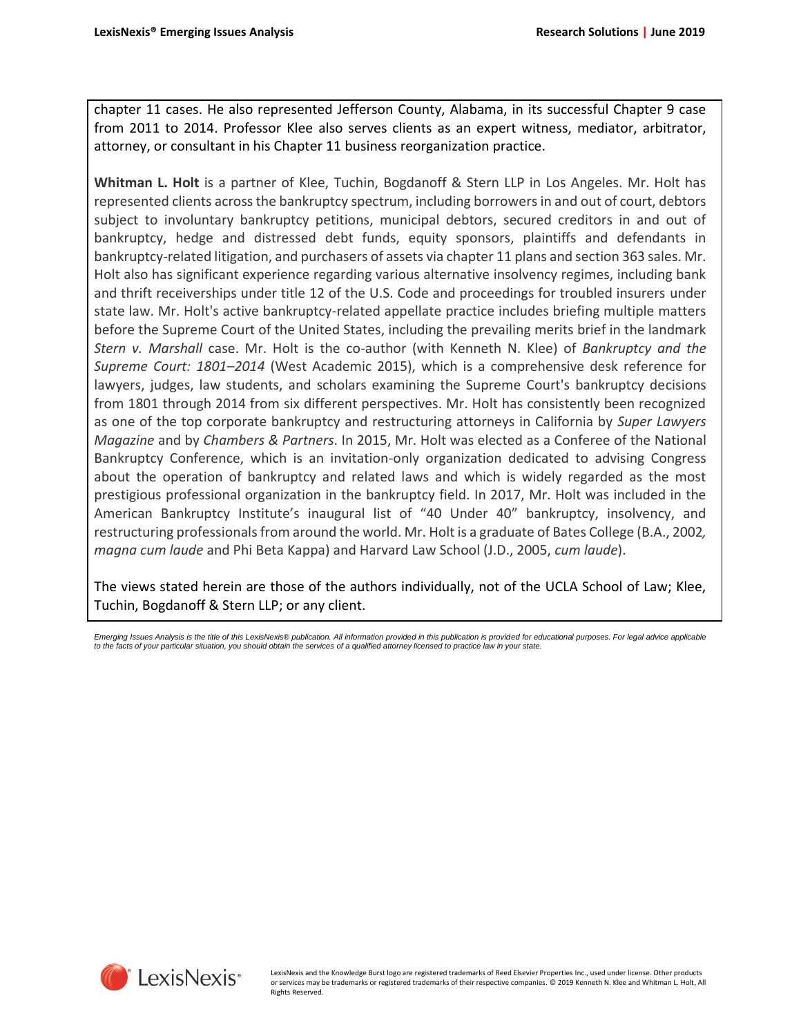chapter 11 cases. He also represented Jefferson County, Alabama, in its successful Chapter 9 case from 2011 to 2014. Professor Klee also serves clients as an expert witness, mediator, arbitrator, attorney, or consultant in his Chapter 11 business reorganization practice.

**Whitman L. Holt** is a partner of Klee, Tuchin, Bogdanoff & Stern LLP in Los Angeles. Mr. Holt has represented clients across the bankruptcy spectrum, including borrowers in and out of court, debtors subject to involuntary bankruptcy petitions, municipal debtors, secured creditors in and out of bankruptcy, hedge and distressed debt funds, equity sponsors, plaintiffs and defendants in bankruptcy-related litigation, and purchasers of assets via chapter 11 plans and section 363 sales. Mr. Holt also has significant experience regarding various alternative insolvency regimes, including bank and thrift receiverships under title 12 of the U.S. Code and proceedings for troubled insurers under state law. Mr. Holt's active bankruptcy-related appellate practice includes briefing multiple matters before the Supreme Court of the United States, including the prevailing merits brief in the landmark *Stern v. Marshall* case. Mr. Holt is the co-author (with Kenneth N. Klee) of *Bankruptcy and the Supreme Court: 1801–2014* (West Academic 2015), which is a comprehensive desk reference for lawyers, judges, law students, and scholars examining the Supreme Court's bankruptcy decisions from 1801 through 2014 from six different perspectives. Mr. Holt has consistently been recognized as one of the top corporate bankruptcy and restructuring attorneys in California by *Super Lawyers Magazine* and by *Chambers & Partners*. In 2015, Mr. Holt was elected as a Conferee of the National Bankruptcy Conference, which is an invitation-only organization dedicated to advising Congress about the operation of bankruptcy and related laws and which is widely regarded as the most prestigious professional organization in the bankruptcy field. In 2017, Mr. Holt was included in the American Bankruptcy Institute's inaugural list of "40 Under 40" bankruptcy, insolvency, and restructuring professionals from around the world. Mr. Holt is a graduate of Bates College (B.A., 2002, *magna cum laude* and Phi Beta Kappa) and Harvard Law School (J.D., 2005, *cum laude*).

The views stated herein are those of the authors individually, not of the UCLA School of Law; Klee, Tuchin, Bogdanoff & Stern LLP; or any client.

*Emerging Issues Analysis is the title of this LexisNexis® publication. All information provided in this publication is provided for educational purposes. For legal advice applicable to the facts of your particular situation, you should obtain the services of a qualified attorney licensed to practice law in your state.*

LexisNexis and the Knowledge Burst logo are registered trademarks of Reed Elsevier Properties Inc., used under license. Other products or services may be trademarks or registered trademarks of their respective companies. © 2019 Kenneth N. Klee and Whitman L. Holt, All Rights Reserved.